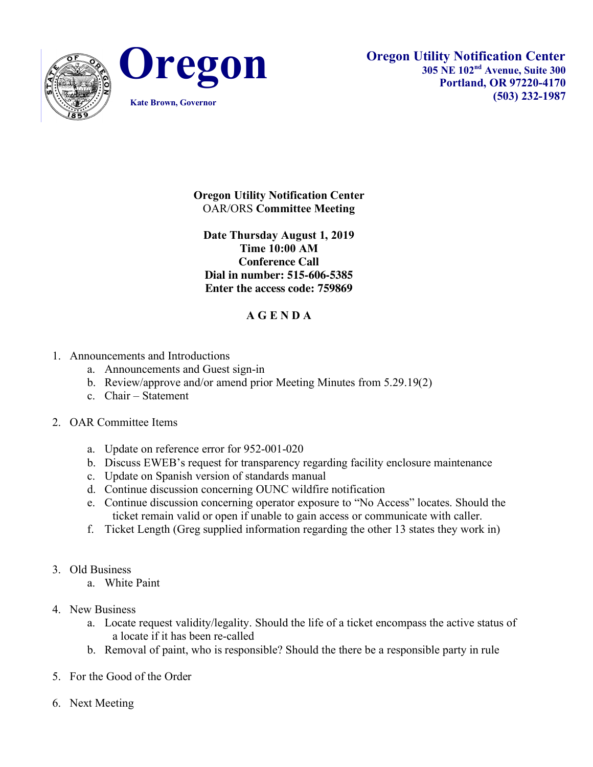**Oregon**

Kate Brown, Governor

**Oregon Utility Notification Center**
**305 NE 102nd Avenue, Suite 300**
**Portland, OR 97220-4170**
**(503) 232-1987**

**Oregon Utility Notification Center**
OAR/ORS **Committee Meeting**

**Date Thursday August 1, 2019**
**Time 10:00 AM**
**Conference Call**
**Dial in number: 515-606-5385**
**Enter the access code: 759869**

## A G E N D A

1. Announcements and Introductions
   a. Announcements and Guest sign-in
   b. Review/approve and/or amend prior Meeting Minutes from 5.29.19(2)
   c. Chair – Statement

2. OAR Committee Items
   a. Update on reference error for 952-001-020
   b. Discuss EWEB's request for transparency regarding facility enclosure maintenance
   c. Update on Spanish version of standards manual
   d. Continue discussion concerning OUNC wildfire notification
   e. Continue discussion concerning operator exposure to "No Access" locates. Should the ticket remain valid or open if unable to gain access or communicate with caller.
   f. Ticket Length (Greg supplied information regarding the other 13 states they work in)

3. Old Business
   a. White Paint

4. New Business
   a. Locate request validity/legality. Should the life of a ticket encompass the active status of a locate if it has been re-called
   b. Removal of paint, who is responsible? Should the there be a responsible party in rule

5. For the Good of the Order

6. Next Meeting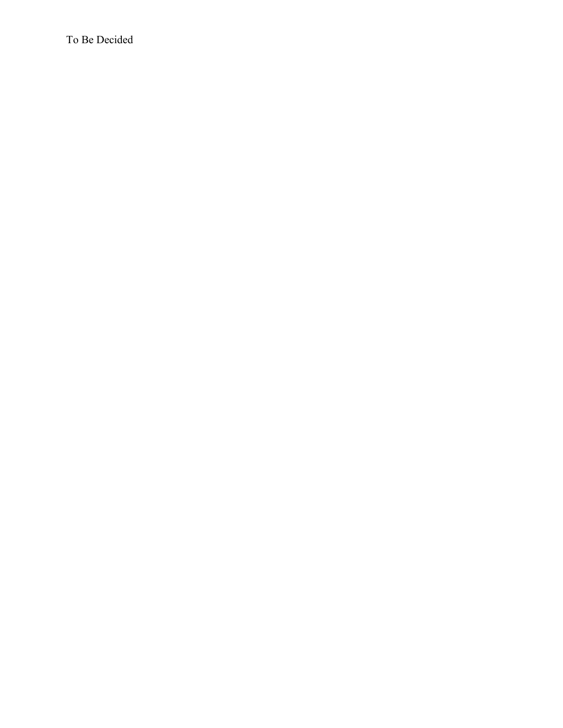To Be Decided